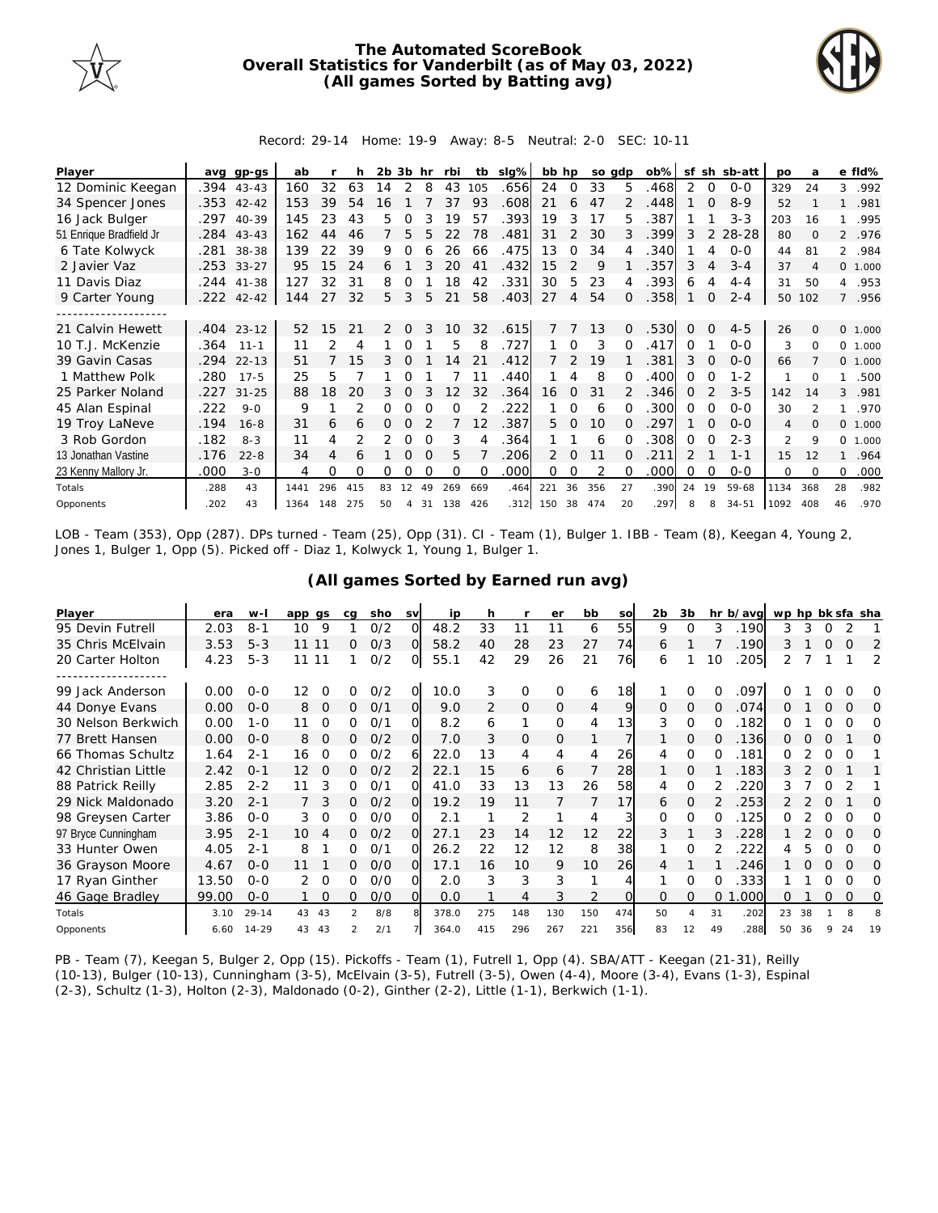# The Automated ScoreBook
## Overall Statistics for Vanderbilt (as of May 03, 2022)
## (All games Sorted by Batting avg)

Record: 29-14 Home: 19-9 Away: 8-5 Neutral: 2-0 SEC: 10-11

| Player | avg | gp-gs | ab | r | h | 2b | 3b | hr | rbi | tb | slg% | bb | hp | so | gdp | ob% | sf | sh | sb-att | po | a | e | fld% |
|---|---|---|---|---|---|---|---|---|---|---|---|---|---|---|---|---|---|---|---|---|---|---|---|
| 12 Dominic Keegan | .394 | 43-43 | 160 | 32 | 63 | 14 | 2 | 8 | 43 | 105 | .656 | 24 | 0 | 33 | 5 | .468 | 2 | 0 | 0-0 | 329 | 24 | 3 | .992 |
| 34 Spencer Jones | .353 | 42-42 | 153 | 39 | 54 | 16 | 1 | 7 | 37 | 93 | .608 | 21 | 6 | 47 | 2 | .448 | 1 | 0 | 8-9 | 52 | 1 | 1 | .981 |
| 16 Jack Bulger | .297 | 40-39 | 145 | 23 | 43 | 5 | 0 | 3 | 19 | 57 | .393 | 19 | 3 | 17 | 5 | .387 | 1 | 1 | 3-3 | 203 | 16 | 1 | .995 |
| 51 Enrique Bradfield Jr | .284 | 43-43 | 162 | 44 | 46 | 7 | 5 | 5 | 22 | 78 | .481 | 31 | 2 | 30 | 3 | .399 | 3 | 2 | 28-28 | 80 | 0 | 2 | .976 |
| 6 Tate Kolwyck | .281 | 38-38 | 139 | 22 | 39 | 9 | 0 | 6 | 26 | 66 | .475 | 13 | 0 | 34 | 4 | .340 | 1 | 4 | 0-0 | 44 | 81 | 2 | .984 |
| 2 Javier Vaz | .253 | 33-27 | 95 | 15 | 24 | 6 | 1 | 3 | 20 | 41 | .432 | 15 | 2 | 9 | 1 | .357 | 3 | 4 | 3-4 | 37 | 4 | 0 | 1.000 |
| 11 Davis Diaz | .244 | 41-38 | 127 | 32 | 31 | 8 | 0 | 1 | 18 | 42 | .331 | 30 | 5 | 23 | 4 | .393 | 6 | 4 | 4-4 | 31 | 50 | 4 | .953 |
| 9 Carter Young | .222 | 42-42 | 144 | 27 | 32 | 5 | 3 | 5 | 21 | 58 | .403 | 27 | 4 | 54 | 0 | .358 | 1 | 0 | 2-4 | 50 | 102 | 7 | .956 |
| -------------------- | | | | | | | | | | | | | | | | | | | | | | | |
| 21 Calvin Hewett | .404 | 23-12 | 52 | 15 | 21 | 2 | 0 | 3 | 10 | 32 | .615 | 7 | 7 | 13 | 0 | .530 | 0 | 0 | 4-5 | 26 | 0 | 0 | 1.000 |
| 10 T.J. McKenzie | .364 | 11-1 | 11 | 2 | 4 | 1 | 0 | 1 | 5 | 8 | .727 | 1 | 0 | 3 | 0 | .417 | 0 | 1 | 0-0 | 3 | 0 | 0 | 1.000 |
| 39 Gavin Casas | .294 | 22-13 | 51 | 7 | 15 | 3 | 0 | 1 | 14 | 21 | .412 | 7 | 2 | 19 | 1 | .381 | 3 | 0 | 0-0 | 66 | 7 | 0 | 1.000 |
| 1 Matthew Polk | .280 | 17-5 | 25 | 5 | 7 | 1 | 0 | 1 | 7 | 11 | .440 | 1 | 4 | 8 | 0 | .400 | 0 | 0 | 1-2 | 1 | 0 | 1 | .500 |
| 25 Parker Noland | .227 | 31-25 | 88 | 18 | 20 | 3 | 0 | 3 | 12 | 32 | .364 | 16 | 0 | 31 | 2 | .346 | 0 | 2 | 3-5 | 142 | 14 | 3 | .981 |
| 45 Alan Espinal | .222 | 9-0 | 9 | 1 | 2 | 0 | 0 | 0 | 0 | 2 | .222 | 1 | 0 | 6 | 0 | .300 | 0 | 0 | 0-0 | 30 | 2 | 1 | .970 |
| 19 Troy LaNeve | .194 | 16-8 | 31 | 6 | 6 | 0 | 0 | 2 | 7 | 12 | .387 | 5 | 0 | 10 | 0 | .297 | 1 | 0 | 0-0 | 4 | 0 | 0 | 1.000 |
| 3 Rob Gordon | .182 | 8-3 | 11 | 4 | 2 | 2 | 0 | 0 | 3 | 4 | .364 | 1 | 1 | 6 | 0 | .308 | 0 | 0 | 2-3 | 2 | 9 | 0 | 1.000 |
| 13 Jonathan Vastine | .176 | 22-8 | 34 | 4 | 6 | 1 | 0 | 0 | 5 | 7 | .206 | 2 | 0 | 11 | 0 | .211 | 2 | 1 | 1-1 | 15 | 12 | 1 | .964 |
| 23 Kenny Mallory Jr. | .000 | 3-0 | 4 | 0 | 0 | 0 | 0 | 0 | 0 | 0 | .000 | 0 | 0 | 2 | 0 | .000 | 0 | 0 | 0-0 | 0 | 0 | 0 | .000 |
| Totals | .288 | 43 | 1441 | 296 | 415 | 83 | 12 | 49 | 269 | 669 | .464 | 221 | 36 | 356 | 27 | .390 | 24 | 19 | 59-68 | 1134 | 368 | 28 | .982 |
| Opponents | .202 | 43 | 1364 | 148 | 275 | 50 | 4 | 31 | 138 | 426 | .312 | 150 | 38 | 474 | 20 | .297 | 8 | 8 | 34-51 | 1092 | 408 | 46 | .970 |

LOB - Team (353), Opp (287). DPs turned - Team (25), Opp (31). CI - Team (1), Bulger 1. IBB - Team (8), Keegan 4, Young 2, Jones 1, Bulger 1, Opp (5). Picked off - Diaz 1, Kolwyck 1, Young 1, Bulger 1.

## (All games Sorted by Earned run avg)

| Player | era | w-l | app | gs | cg | sho | sv | ip | h | r | er | bb | so | 2b | 3b | hr | b/avg | wp | hp | bk | sfa | sha |
|---|---|---|---|---|---|---|---|---|---|---|---|---|---|---|---|---|---|---|---|---|---|---|
| 95 Devin Futrell | 2.03 | 8-1 | 10 | 9 | 1 | 0/2 | 0 | 48.2 | 33 | 11 | 11 | 6 | 55 | 9 | 0 | 3 | .190 | 3 | 3 | 0 | 2 | 1 |
| 35 Chris McElvain | 3.53 | 5-3 | 11 | 11 | 0 | 0/3 | 0 | 58.2 | 40 | 28 | 23 | 27 | 74 | 6 | 1 | 7 | .190 | 3 | 1 | 0 | 0 | 2 |
| 20 Carter Holton | 4.23 | 5-3 | 11 | 11 | 1 | 0/2 | 0 | 55.1 | 42 | 29 | 26 | 21 | 76 | 6 | 1 | 10 | .205 | 2 | 7 | 1 | 1 | 2 |
| -------------------- | | | | | | | | | | | | | | | | | | | | | | |
| 99 Jack Anderson | 0.00 | 0-0 | 12 | 0 | 0 | 0/2 | 0 | 10.0 | 3 | 0 | 0 | 6 | 18 | 1 | 0 | 0 | .097 | 0 | 1 | 0 | 0 | 0 |
| 44 Donye Evans | 0.00 | 0-0 | 8 | 0 | 0 | 0/1 | 0 | 9.0 | 2 | 0 | 0 | 4 | 9 | 0 | 0 | 0 | .074 | 0 | 1 | 0 | 0 | 0 |
| 30 Nelson Berkwich | 0.00 | 1-0 | 11 | 0 | 0 | 0/1 | 0 | 8.2 | 6 | 1 | 0 | 4 | 13 | 3 | 0 | 0 | .182 | 0 | 1 | 0 | 0 | 0 |
| 77 Brett Hansen | 0.00 | 0-0 | 8 | 0 | 0 | 0/2 | 0 | 7.0 | 3 | 0 | 0 | 1 | 7 | 1 | 0 | 0 | .136 | 0 | 0 | 0 | 1 | 0 |
| 66 Thomas Schultz | 1.64 | 2-1 | 16 | 0 | 0 | 0/2 | 6 | 22.0 | 13 | 4 | 4 | 4 | 26 | 4 | 0 | 0 | .181 | 0 | 2 | 0 | 0 | 1 |
| 42 Christian Little | 2.42 | 0-1 | 12 | 0 | 0 | 0/2 | 2 | 22.1 | 15 | 6 | 6 | 7 | 28 | 1 | 0 | 1 | .183 | 3 | 2 | 0 | 1 | 1 |
| 88 Patrick Reilly | 2.85 | 2-2 | 11 | 3 | 0 | 0/1 | 0 | 41.0 | 33 | 13 | 13 | 26 | 58 | 4 | 0 | 2 | .220 | 3 | 7 | 0 | 2 | 1 |
| 29 Nick Maldonado | 3.20 | 2-1 | 7 | 3 | 0 | 0/2 | 0 | 19.2 | 19 | 11 | 7 | 7 | 17 | 6 | 0 | 2 | .253 | 2 | 2 | 0 | 1 | 0 |
| 98 Greysen Carter | 3.86 | 0-0 | 3 | 0 | 0 | 0/0 | 0 | 2.1 | 1 | 2 | 1 | 4 | 3 | 0 | 0 | 0 | .125 | 0 | 2 | 0 | 0 | 0 |
| 97 Bryce Cunningham | 3.95 | 2-1 | 10 | 4 | 0 | 0/2 | 0 | 27.1 | 23 | 14 | 12 | 12 | 22 | 3 | 1 | 3 | .228 | 1 | 2 | 0 | 0 | 0 |
| 33 Hunter Owen | 4.05 | 2-1 | 8 | 1 | 0 | 0/1 | 0 | 26.2 | 22 | 12 | 12 | 8 | 38 | 1 | 0 | 2 | .222 | 4 | 5 | 0 | 0 | 0 |
| 36 Grayson Moore | 4.67 | 0-0 | 11 | 1 | 0 | 0/0 | 0 | 17.1 | 16 | 10 | 9 | 10 | 26 | 4 | 1 | 1 | .246 | 1 | 0 | 0 | 0 | 0 |
| 17 Ryan Ginther | 13.50 | 0-0 | 2 | 0 | 0 | 0/0 | 0 | 2.0 | 3 | 3 | 3 | 1 | 4 | 1 | 0 | 0 | .333 | 1 | 1 | 0 | 0 | 0 |
| 46 Gage Bradley | 99.00 | 0-0 | 1 | 0 | 0 | 0/0 | 0 | 0.0 | 1 | 4 | 3 | 2 | 0 | 0 | 0 | 0 | 1.000 | 0 | 1 | 0 | 0 | 0 |
| Totals | 3.10 | 29-14 | 43 | 43 | 2 | 8/8 | 8 | 378.0 | 275 | 148 | 130 | 150 | 474 | 50 | 4 | 31 | .202 | 23 | 38 | 1 | 8 | 8 |
| Opponents | 6.60 | 14-29 | 43 | 43 | 2 | 2/1 | 7 | 364.0 | 415 | 296 | 267 | 221 | 356 | 83 | 12 | 49 | .288 | 50 | 36 | 9 | 24 | 19 |

PB - Team (7), Keegan 5, Bulger 2, Opp (15). Pickoffs - Team (1), Futrell 1, Opp (4). SBA/ATT - Keegan (21-31), Reilly (10-13), Bulger (10-13), Cunningham (3-5), McElvain (3-5), Futrell (3-5), Owen (4-4), Moore (3-4), Evans (1-3), Espinal (2-3), Schultz (1-3), Holton (2-3), Maldonado (0-2), Ginther (2-2), Little (1-1), Berkwich (1-1).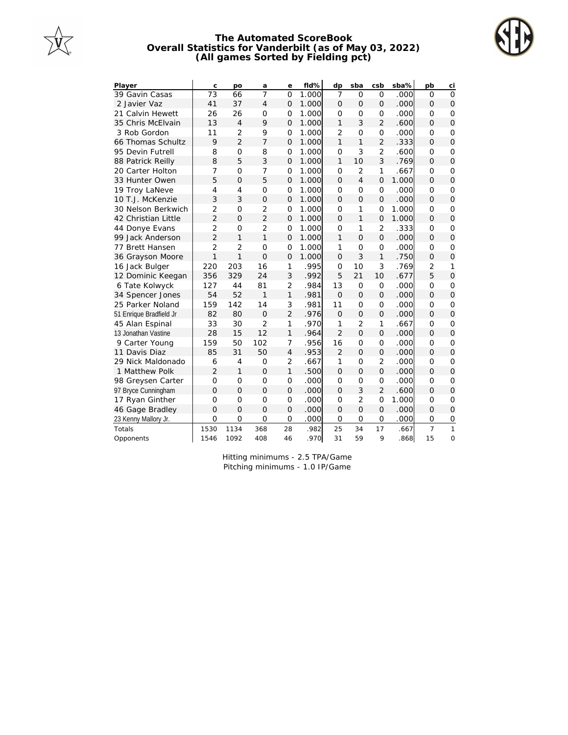# The Automated ScoreBook
## Overall Statistics for Vanderbilt (as of May 03, 2022)
### (All games Sorted by Fielding pct)

| Player | c | po | a | e | fld% | dp | sba | csb | sba% | pb | ci |
|---|---|---|---|---|---|---|---|---|---|---|---|
| 39 Gavin Casas | 73 | 66 | 7 | 0 | 1.000 | 7 | 0 | 0 | .000 | 0 | 0 |
| 2 Javier Vaz | 41 | 37 | 4 | 0 | 1.000 | 0 | 0 | 0 | .000 | 0 | 0 |
| 21 Calvin Hewett | 26 | 26 | 0 | 0 | 1.000 | 0 | 0 | 0 | .000 | 0 | 0 |
| 35 Chris McElvain | 13 | 4 | 9 | 0 | 1.000 | 1 | 3 | 2 | .600 | 0 | 0 |
| 3 Rob Gordon | 11 | 2 | 9 | 0 | 1.000 | 2 | 0 | 0 | .000 | 0 | 0 |
| 66 Thomas Schultz | 9 | 2 | 7 | 0 | 1.000 | 1 | 1 | 2 | .333 | 0 | 0 |
| 95 Devin Futrell | 8 | 0 | 8 | 0 | 1.000 | 0 | 3 | 2 | .600 | 0 | 0 |
| 88 Patrick Reilly | 8 | 5 | 3 | 0 | 1.000 | 1 | 10 | 3 | .769 | 0 | 0 |
| 20 Carter Holton | 7 | 0 | 7 | 0 | 1.000 | 0 | 2 | 1 | .667 | 0 | 0 |
| 33 Hunter Owen | 5 | 0 | 5 | 0 | 1.000 | 0 | 4 | 0 | 1.000 | 0 | 0 |
| 19 Troy LaNeve | 4 | 4 | 0 | 0 | 1.000 | 0 | 0 | 0 | .000 | 0 | 0 |
| 10 T.J. McKenzie | 3 | 3 | 0 | 0 | 1.000 | 0 | 0 | 0 | .000 | 0 | 0 |
| 30 Nelson Berkwich | 2 | 0 | 2 | 0 | 1.000 | 0 | 1 | 0 | 1.000 | 0 | 0 |
| 42 Christian Little | 2 | 0 | 2 | 0 | 1.000 | 0 | 1 | 0 | 1.000 | 0 | 0 |
| 44 Donye Evans | 2 | 0 | 2 | 0 | 1.000 | 0 | 1 | 2 | .333 | 0 | 0 |
| 99 Jack Anderson | 2 | 1 | 1 | 0 | 1.000 | 1 | 0 | 0 | .000 | 0 | 0 |
| 77 Brett Hansen | 2 | 2 | 0 | 0 | 1.000 | 1 | 0 | 0 | .000 | 0 | 0 |
| 36 Grayson Moore | 1 | 1 | 0 | 0 | 1.000 | 0 | 3 | 1 | .750 | 0 | 0 |
| 16 Jack Bulger | 220 | 203 | 16 | 1 | .995 | 0 | 10 | 3 | .769 | 2 | 1 |
| 12 Dominic Keegan | 356 | 329 | 24 | 3 | .992 | 5 | 21 | 10 | .677 | 5 | 0 |
| 6 Tate Kolwyck | 127 | 44 | 81 | 2 | .984 | 13 | 0 | 0 | .000 | 0 | 0 |
| 34 Spencer Jones | 54 | 52 | 1 | 1 | .981 | 0 | 0 | 0 | .000 | 0 | 0 |
| 25 Parker Noland | 159 | 142 | 14 | 3 | .981 | 11 | 0 | 0 | .000 | 0 | 0 |
| 51 Enrique Bradfield Jr | 82 | 80 | 0 | 2 | .976 | 0 | 0 | 0 | .000 | 0 | 0 |
| 45 Alan Espinal | 33 | 30 | 2 | 1 | .970 | 1 | 2 | 1 | .667 | 0 | 0 |
| 13 Jonathan Vastine | 28 | 15 | 12 | 1 | .964 | 2 | 0 | 0 | .000 | 0 | 0 |
| 9 Carter Young | 159 | 50 | 102 | 7 | .956 | 16 | 0 | 0 | .000 | 0 | 0 |
| 11 Davis Diaz | 85 | 31 | 50 | 4 | .953 | 2 | 0 | 0 | .000 | 0 | 0 |
| 29 Nick Maldonado | 6 | 4 | 0 | 2 | .667 | 1 | 0 | 2 | .000 | 0 | 0 |
| 1 Matthew Polk | 2 | 1 | 0 | 1 | .500 | 0 | 0 | 0 | .000 | 0 | 0 |
| 98 Greysen Carter | 0 | 0 | 0 | 0 | .000 | 0 | 0 | 0 | .000 | 0 | 0 |
| 97 Bryce Cunningham | 0 | 0 | 0 | 0 | .000 | 0 | 3 | 2 | .600 | 0 | 0 |
| 17 Ryan Ginther | 0 | 0 | 0 | 0 | .000 | 0 | 2 | 0 | 1.000 | 0 | 0 |
| 46 Gage Bradley | 0 | 0 | 0 | 0 | .000 | 0 | 0 | 0 | .000 | 0 | 0 |
| 23 Kenny Mallory Jr. | 0 | 0 | 0 | 0 | .000 | 0 | 0 | 0 | .000 | 0 | 0 |
| Totals | 1530 | 1134 | 368 | 28 | .982 | 25 | 34 | 17 | .667 | 7 | 1 |
| Opponents | 1546 | 1092 | 408 | 46 | .970 | 31 | 59 | 9 | .868 | 15 | 0 |

Hitting minimums - 2.5 TPA/Game
Pitching minimums - 1.0 IP/Game